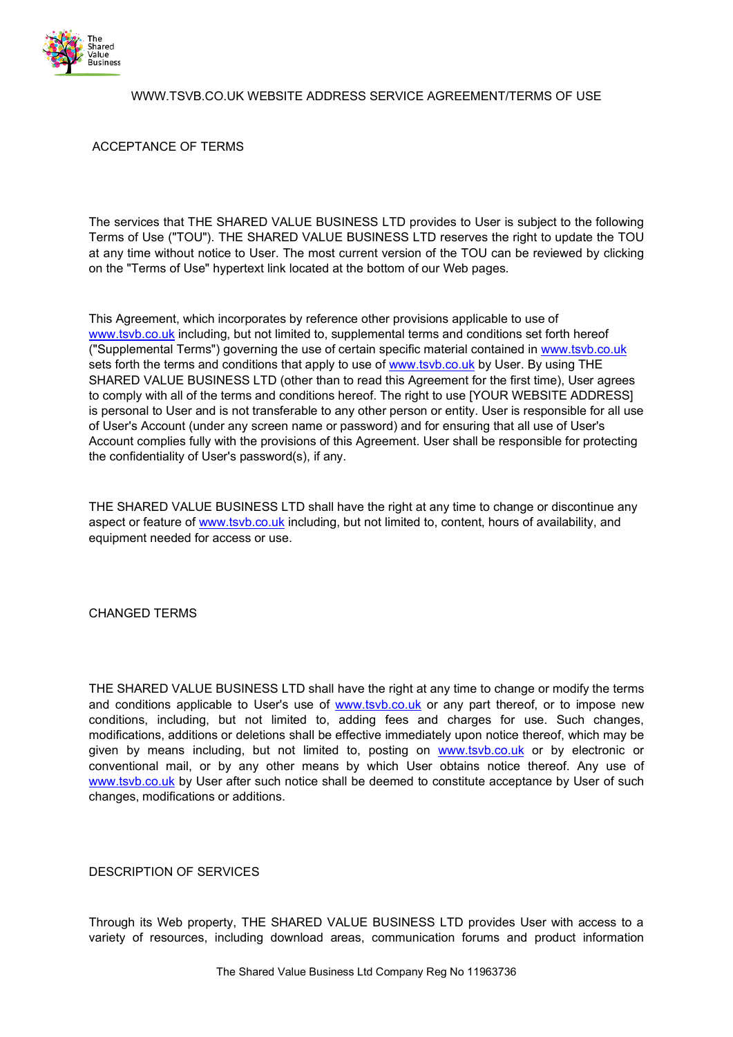# WWW.TSVB.CO.UK WEBSITE ADDRESS SERVICE AGREEMENT/TERMS OF USE

## ACCEPTANCE OF TERMS

The services that THE SHARED VALUE BUSINESS LTD provides to User is subject to the following Terms of Use ("TOU"). THE SHARED VALUE BUSINESS LTD reserves the right to update the TOU at any time without notice to User. The most current version of the TOU can be reviewed by clicking on the "Terms of Use" hypertext link located at the bottom of our Web pages.

This Agreement, which incorporates by reference other provisions applicable to use of www.tsvb.co.uk including, but not limited to, supplemental terms and conditions set forth hereof ("Supplemental Terms") governing the use of certain specific material contained in www.tsvb.co.uk sets forth the terms and conditions that apply to use of www.tsvb.co.uk by User. By using THE SHARED VALUE BUSINESS LTD (other than to read this Agreement for the first time), User agrees to comply with all of the terms and conditions hereof. The right to use [YOUR WEBSITE ADDRESS] is personal to User and is not transferable to any other person or entity. User is responsible for all use of User's Account (under any screen name or password) and for ensuring that all use of User's Account complies fully with the provisions of this Agreement. User shall be responsible for protecting the confidentiality of User's password(s), if any.

THE SHARED VALUE BUSINESS LTD shall have the right at any time to change or discontinue any aspect or feature of www.tsvb.co.uk including, but not limited to, content, hours of availability, and equipment needed for access or use.

## CHANGED TERMS

THE SHARED VALUE BUSINESS LTD shall have the right at any time to change or modify the terms and conditions applicable to User's use of www.tsvb.co.uk or any part thereof, or to impose new conditions, including, but not limited to, adding fees and charges for use. Such changes, modifications, additions or deletions shall be effective immediately upon notice thereof, which may be given by means including, but not limited to, posting on www.tsvb.co.uk or by electronic or conventional mail, or by any other means by which User obtains notice thereof. Any use of www.tsvb.co.uk by User after such notice shall be deemed to constitute acceptance by User of such changes, modifications or additions.

## DESCRIPTION OF SERVICES

Through its Web property, THE SHARED VALUE BUSINESS LTD provides User with access to a variety of resources, including download areas, communication forums and product information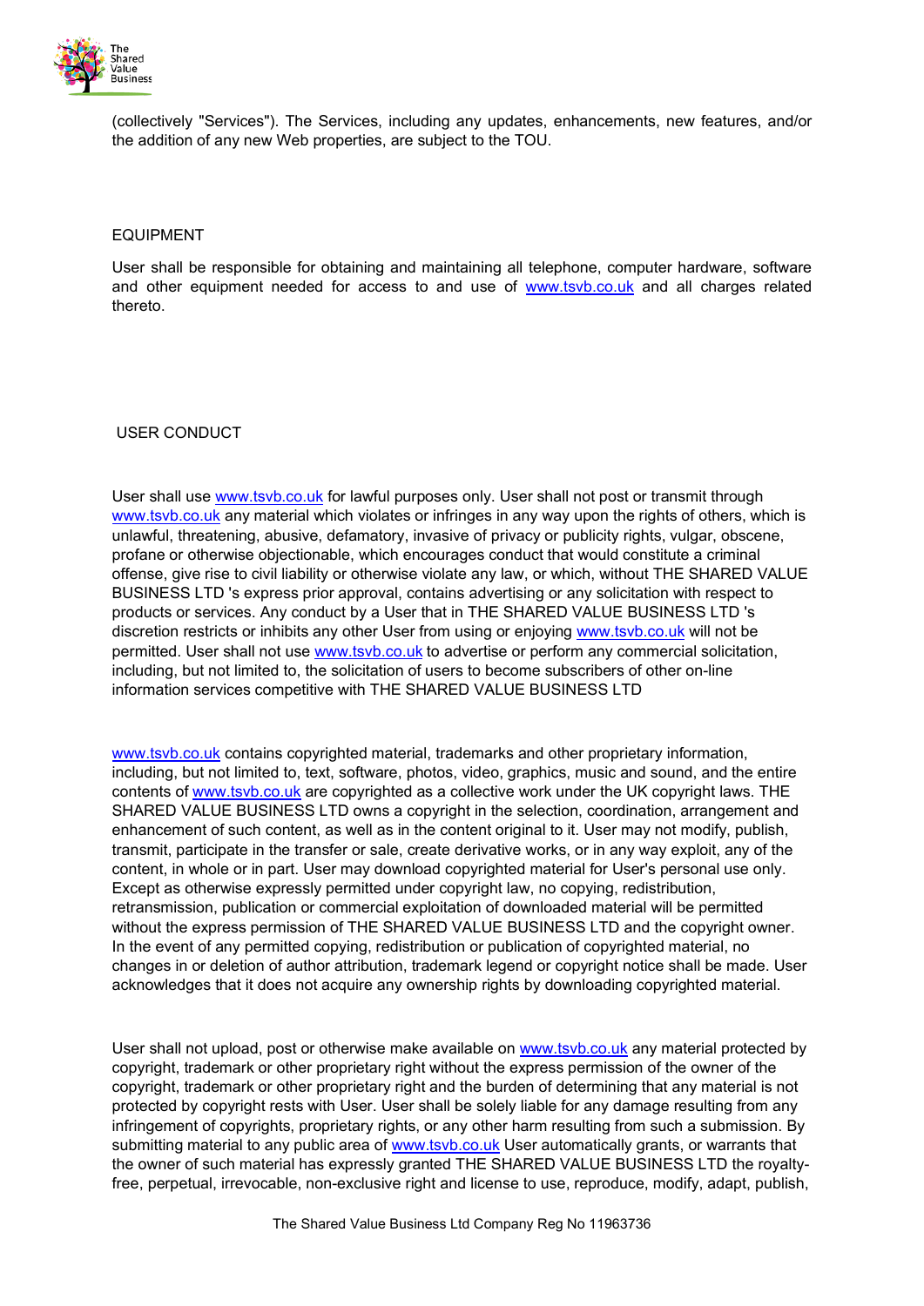(collectively "Services"). The Services, including any updates, enhancements, new features, and/or the addition of any new Web properties, are subject to the TOU.

## EQUIPMENT

User shall be responsible for obtaining and maintaining all telephone, computer hardware, software and other equipment needed for access to and use of www.tsvb.co.uk and all charges related thereto.

## USER CONDUCT

User shall use www.tsvb.co.uk for lawful purposes only. User shall not post or transmit through www.tsvb.co.uk any material which violates or infringes in any way upon the rights of others, which is unlawful, threatening, abusive, defamatory, invasive of privacy or publicity rights, vulgar, obscene, profane or otherwise objectionable, which encourages conduct that would constitute a criminal offense, give rise to civil liability or otherwise violate any law, or which, without THE SHARED VALUE BUSINESS LTD 's express prior approval, contains advertising or any solicitation with respect to products or services. Any conduct by a User that in THE SHARED VALUE BUSINESS LTD 's discretion restricts or inhibits any other User from using or enjoying www.tsvb.co.uk will not be permitted. User shall not use www.tsvb.co.uk to advertise or perform any commercial solicitation, including, but not limited to, the solicitation of users to become subscribers of other on-line information services competitive with THE SHARED VALUE BUSINESS LTD

www.tsvb.co.uk contains copyrighted material, trademarks and other proprietary information, including, but not limited to, text, software, photos, video, graphics, music and sound, and the entire contents of www.tsvb.co.uk are copyrighted as a collective work under the UK copyright laws. THE SHARED VALUE BUSINESS LTD owns a copyright in the selection, coordination, arrangement and enhancement of such content, as well as in the content original to it. User may not modify, publish, transmit, participate in the transfer or sale, create derivative works, or in any way exploit, any of the content, in whole or in part. User may download copyrighted material for User's personal use only. Except as otherwise expressly permitted under copyright law, no copying, redistribution, retransmission, publication or commercial exploitation of downloaded material will be permitted without the express permission of THE SHARED VALUE BUSINESS LTD and the copyright owner. In the event of any permitted copying, redistribution or publication of copyrighted material, no changes in or deletion of author attribution, trademark legend or copyright notice shall be made. User acknowledges that it does not acquire any ownership rights by downloading copyrighted material.

User shall not upload, post or otherwise make available on www.tsvb.co.uk any material protected by copyright, trademark or other proprietary right without the express permission of the owner of the copyright, trademark or other proprietary right and the burden of determining that any material is not protected by copyright rests with User. User shall be solely liable for any damage resulting from any infringement of copyrights, proprietary rights, or any other harm resulting from such a submission. By submitting material to any public area of www.tsvb.co.uk User automatically grants, or warrants that the owner of such material has expressly granted THE SHARED VALUE BUSINESS LTD the royalty-free, perpetual, irrevocable, non-exclusive right and license to use, reproduce, modify, adapt, publish,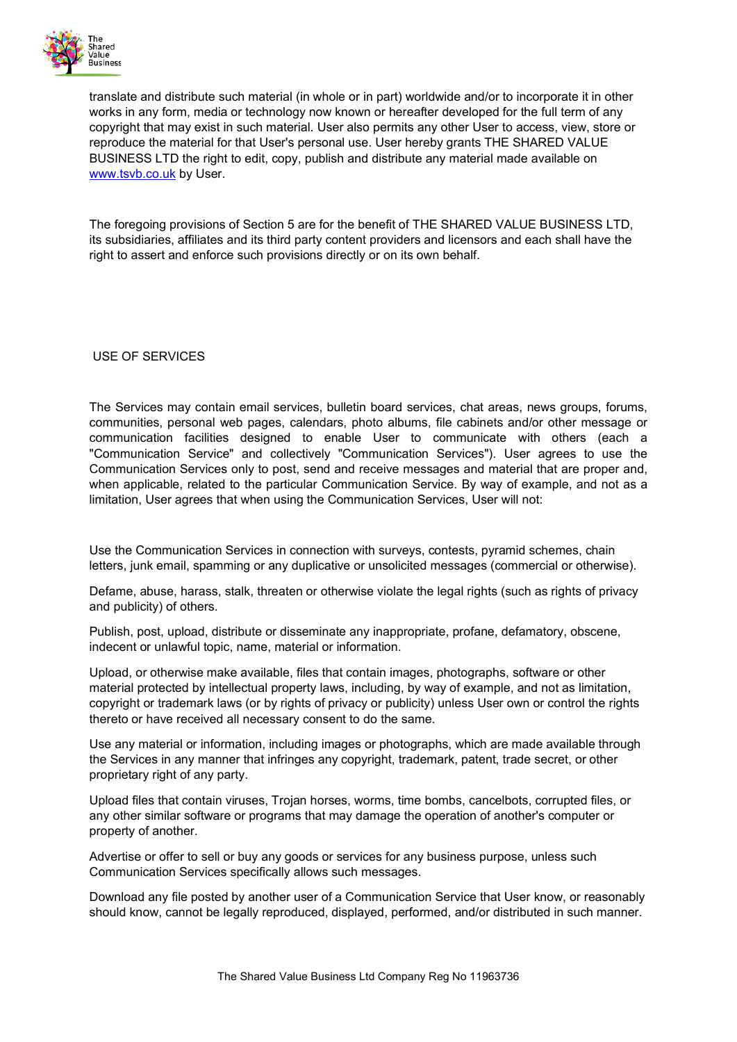translate and distribute such material (in whole or in part) worldwide and/or to incorporate it in other works in any form, media or technology now known or hereafter developed for the full term of any copyright that may exist in such material. User also permits any other User to access, view, store or reproduce the material for that User's personal use. User hereby grants THE SHARED VALUE BUSINESS LTD the right to edit, copy, publish and distribute any material made available on [www.tsvb.co.uk](http://www.tsvb.co.uk) by User.

The foregoing provisions of Section 5 are for the benefit of THE SHARED VALUE BUSINESS LTD, its subsidiaries, affiliates and its third party content providers and licensors and each shall have the right to assert and enforce such provisions directly or on its own behalf.

## USE OF SERVICES

The Services may contain email services, bulletin board services, chat areas, news groups, forums, communities, personal web pages, calendars, photo albums, file cabinets and/or other message or communication facilities designed to enable User to communicate with others (each a "Communication Service" and collectively "Communication Services"). User agrees to use the Communication Services only to post, send and receive messages and material that are proper and, when applicable, related to the particular Communication Service. By way of example, and not as a limitation, User agrees that when using the Communication Services, User will not:

Use the Communication Services in connection with surveys, contests, pyramid schemes, chain letters, junk email, spamming or any duplicative or unsolicited messages (commercial or otherwise).

Defame, abuse, harass, stalk, threaten or otherwise violate the legal rights (such as rights of privacy and publicity) of others.

Publish, post, upload, distribute or disseminate any inappropriate, profane, defamatory, obscene, indecent or unlawful topic, name, material or information.

Upload, or otherwise make available, files that contain images, photographs, software or other material protected by intellectual property laws, including, by way of example, and not as limitation, copyright or trademark laws (or by rights of privacy or publicity) unless User own or control the rights thereto or have received all necessary consent to do the same.

Use any material or information, including images or photographs, which are made available through the Services in any manner that infringes any copyright, trademark, patent, trade secret, or other proprietary right of any party.

Upload files that contain viruses, Trojan horses, worms, time bombs, cancelbots, corrupted files, or any other similar software or programs that may damage the operation of another's computer or property of another.

Advertise or offer to sell or buy any goods or services for any business purpose, unless such Communication Services specifically allows such messages.

Download any file posted by another user of a Communication Service that User know, or reasonably should know, cannot be legally reproduced, displayed, performed, and/or distributed in such manner.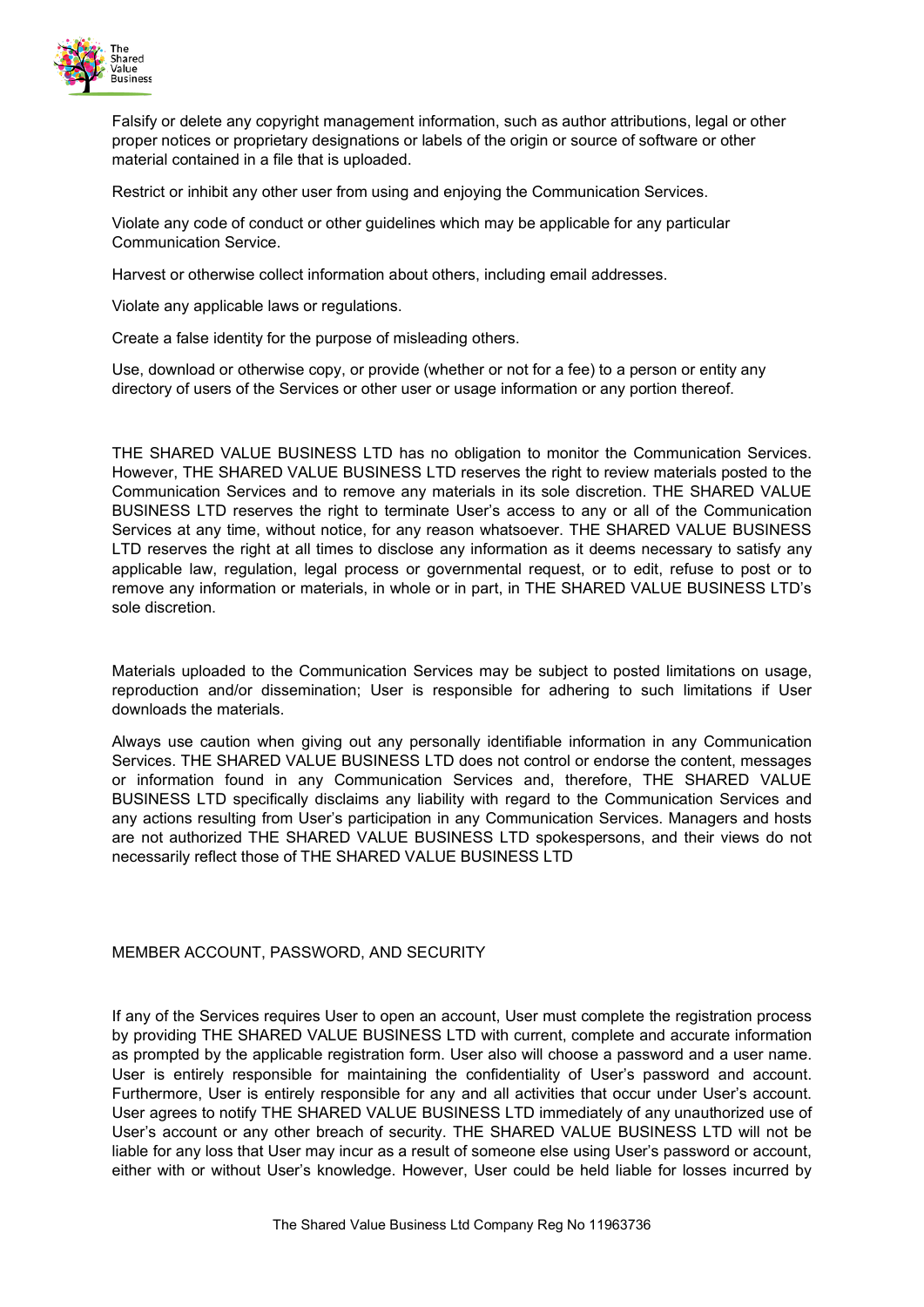Falsify or delete any copyright management information, such as author attributions, legal or other proper notices or proprietary designations or labels of the origin or source of software or other material contained in a file that is uploaded.

Restrict or inhibit any other user from using and enjoying the Communication Services.

Violate any code of conduct or other guidelines which may be applicable for any particular Communication Service.

Harvest or otherwise collect information about others, including email addresses.

Violate any applicable laws or regulations.

Create a false identity for the purpose of misleading others.

Use, download or otherwise copy, or provide (whether or not for a fee) to a person or entity any directory of users of the Services or other user or usage information or any portion thereof.

THE SHARED VALUE BUSINESS LTD has no obligation to monitor the Communication Services. However, THE SHARED VALUE BUSINESS LTD reserves the right to review materials posted to the Communication Services and to remove any materials in its sole discretion. THE SHARED VALUE BUSINESS LTD reserves the right to terminate User's access to any or all of the Communication Services at any time, without notice, for any reason whatsoever. THE SHARED VALUE BUSINESS LTD reserves the right at all times to disclose any information as it deems necessary to satisfy any applicable law, regulation, legal process or governmental request, or to edit, refuse to post or to remove any information or materials, in whole or in part, in THE SHARED VALUE BUSINESS LTD's sole discretion.

Materials uploaded to the Communication Services may be subject to posted limitations on usage, reproduction and/or dissemination; User is responsible for adhering to such limitations if User downloads the materials.

Always use caution when giving out any personally identifiable information in any Communication Services. THE SHARED VALUE BUSINESS LTD does not control or endorse the content, messages or information found in any Communication Services and, therefore, THE SHARED VALUE BUSINESS LTD specifically disclaims any liability with regard to the Communication Services and any actions resulting from User's participation in any Communication Services. Managers and hosts are not authorized THE SHARED VALUE BUSINESS LTD spokespersons, and their views do not necessarily reflect those of THE SHARED VALUE BUSINESS LTD

## MEMBER ACCOUNT, PASSWORD, AND SECURITY

If any of the Services requires User to open an account, User must complete the registration process by providing THE SHARED VALUE BUSINESS LTD with current, complete and accurate information as prompted by the applicable registration form. User also will choose a password and a user name. User is entirely responsible for maintaining the confidentiality of User's password and account. Furthermore, User is entirely responsible for any and all activities that occur under User's account. User agrees to notify THE SHARED VALUE BUSINESS LTD immediately of any unauthorized use of User's account or any other breach of security. THE SHARED VALUE BUSINESS LTD will not be liable for any loss that User may incur as a result of someone else using User's password or account, either with or without User's knowledge. However, User could be held liable for losses incurred by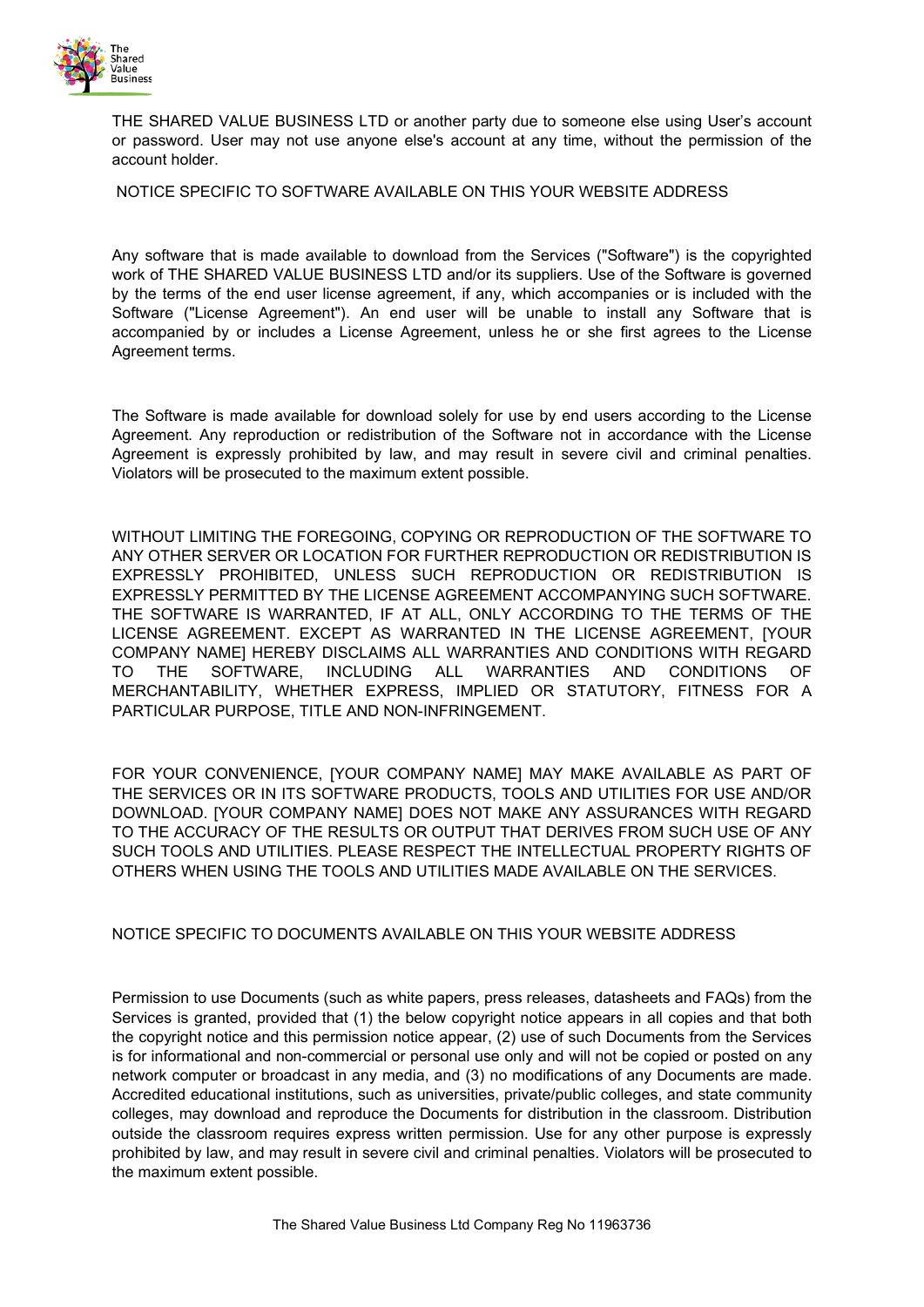THE SHARED VALUE BUSINESS LTD or another party due to someone else using User's account or password. User may not use anyone else's account at any time, without the permission of the account holder.

NOTICE SPECIFIC TO SOFTWARE AVAILABLE ON THIS YOUR WEBSITE ADDRESS

Any software that is made available to download from the Services ("Software") is the copyrighted work of THE SHARED VALUE BUSINESS LTD and/or its suppliers. Use of the Software is governed by the terms of the end user license agreement, if any, which accompanies or is included with the Software ("License Agreement"). An end user will be unable to install any Software that is accompanied by or includes a License Agreement, unless he or she first agrees to the License Agreement terms.

The Software is made available for download solely for use by end users according to the License Agreement. Any reproduction or redistribution of the Software not in accordance with the License Agreement is expressly prohibited by law, and may result in severe civil and criminal penalties. Violators will be prosecuted to the maximum extent possible.

WITHOUT LIMITING THE FOREGOING, COPYING OR REPRODUCTION OF THE SOFTWARE TO ANY OTHER SERVER OR LOCATION FOR FURTHER REPRODUCTION OR REDISTRIBUTION IS EXPRESSLY PROHIBITED, UNLESS SUCH REPRODUCTION OR REDISTRIBUTION IS EXPRESSLY PERMITTED BY THE LICENSE AGREEMENT ACCOMPANYING SUCH SOFTWARE. THE SOFTWARE IS WARRANTED, IF AT ALL, ONLY ACCORDING TO THE TERMS OF THE LICENSE AGREEMENT. EXCEPT AS WARRANTED IN THE LICENSE AGREEMENT, [YOUR COMPANY NAME] HEREBY DISCLAIMS ALL WARRANTIES AND CONDITIONS WITH REGARD TO THE SOFTWARE, INCLUDING ALL WARRANTIES AND CONDITIONS OF MERCHANTABILITY, WHETHER EXPRESS, IMPLIED OR STATUTORY, FITNESS FOR A PARTICULAR PURPOSE, TITLE AND NON-INFRINGEMENT.

FOR YOUR CONVENIENCE, [YOUR COMPANY NAME] MAY MAKE AVAILABLE AS PART OF THE SERVICES OR IN ITS SOFTWARE PRODUCTS, TOOLS AND UTILITIES FOR USE AND/OR DOWNLOAD. [YOUR COMPANY NAME] DOES NOT MAKE ANY ASSURANCES WITH REGARD TO THE ACCURACY OF THE RESULTS OR OUTPUT THAT DERIVES FROM SUCH USE OF ANY SUCH TOOLS AND UTILITIES. PLEASE RESPECT THE INTELLECTUAL PROPERTY RIGHTS OF OTHERS WHEN USING THE TOOLS AND UTILITIES MADE AVAILABLE ON THE SERVICES.

NOTICE SPECIFIC TO DOCUMENTS AVAILABLE ON THIS YOUR WEBSITE ADDRESS

Permission to use Documents (such as white papers, press releases, datasheets and FAQs) from the Services is granted, provided that (1) the below copyright notice appears in all copies and that both the copyright notice and this permission notice appear, (2) use of such Documents from the Services is for informational and non-commercial or personal use only and will not be copied or posted on any network computer or broadcast in any media, and (3) no modifications of any Documents are made. Accredited educational institutions, such as universities, private/public colleges, and state community colleges, may download and reproduce the Documents for distribution in the classroom. Distribution outside the classroom requires express written permission. Use for any other purpose is expressly prohibited by law, and may result in severe civil and criminal penalties. Violators will be prosecuted to the maximum extent possible.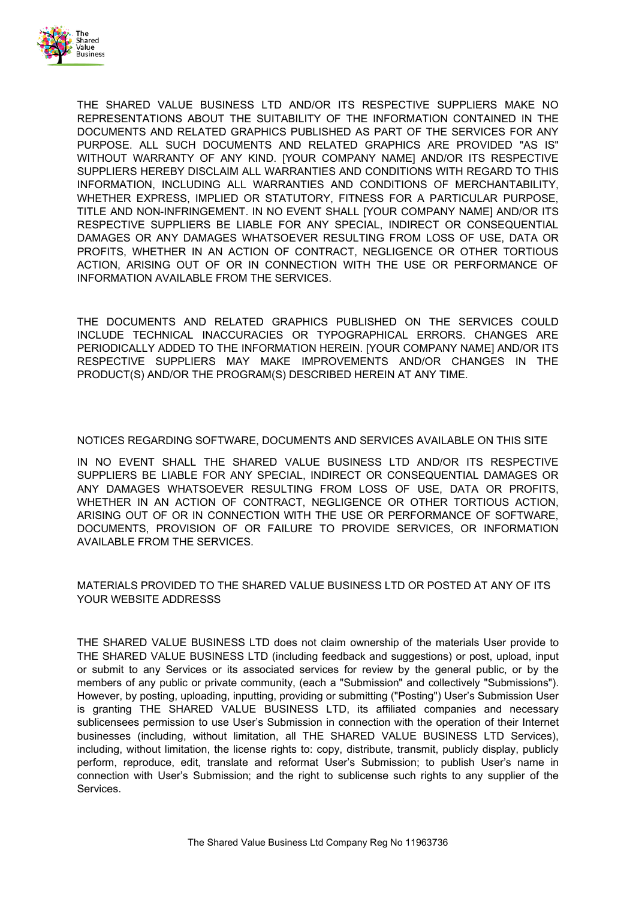THE SHARED VALUE BUSINESS LTD AND/OR ITS RESPECTIVE SUPPLIERS MAKE NO REPRESENTATIONS ABOUT THE SUITABILITY OF THE INFORMATION CONTAINED IN THE DOCUMENTS AND RELATED GRAPHICS PUBLISHED AS PART OF THE SERVICES FOR ANY PURPOSE. ALL SUCH DOCUMENTS AND RELATED GRAPHICS ARE PROVIDED "AS IS" WITHOUT WARRANTY OF ANY KIND. [YOUR COMPANY NAME] AND/OR ITS RESPECTIVE SUPPLIERS HEREBY DISCLAIM ALL WARRANTIES AND CONDITIONS WITH REGARD TO THIS INFORMATION, INCLUDING ALL WARRANTIES AND CONDITIONS OF MERCHANTABILITY, WHETHER EXPRESS, IMPLIED OR STATUTORY, FITNESS FOR A PARTICULAR PURPOSE, TITLE AND NON-INFRINGEMENT. IN NO EVENT SHALL [YOUR COMPANY NAME] AND/OR ITS RESPECTIVE SUPPLIERS BE LIABLE FOR ANY SPECIAL, INDIRECT OR CONSEQUENTIAL DAMAGES OR ANY DAMAGES WHATSOEVER RESULTING FROM LOSS OF USE, DATA OR PROFITS, WHETHER IN AN ACTION OF CONTRACT, NEGLIGENCE OR OTHER TORTIOUS ACTION, ARISING OUT OF OR IN CONNECTION WITH THE USE OR PERFORMANCE OF INFORMATION AVAILABLE FROM THE SERVICES.

THE DOCUMENTS AND RELATED GRAPHICS PUBLISHED ON THE SERVICES COULD INCLUDE TECHNICAL INACCURACIES OR TYPOGRAPHICAL ERRORS. CHANGES ARE PERIODICALLY ADDED TO THE INFORMATION HEREIN. [YOUR COMPANY NAME] AND/OR ITS RESPECTIVE SUPPLIERS MAY MAKE IMPROVEMENTS AND/OR CHANGES IN THE PRODUCT(S) AND/OR THE PROGRAM(S) DESCRIBED HEREIN AT ANY TIME.

NOTICES REGARDING SOFTWARE, DOCUMENTS AND SERVICES AVAILABLE ON THIS SITE

IN NO EVENT SHALL THE SHARED VALUE BUSINESS LTD AND/OR ITS RESPECTIVE SUPPLIERS BE LIABLE FOR ANY SPECIAL, INDIRECT OR CONSEQUENTIAL DAMAGES OR ANY DAMAGES WHATSOEVER RESULTING FROM LOSS OF USE, DATA OR PROFITS, WHETHER IN AN ACTION OF CONTRACT, NEGLIGENCE OR OTHER TORTIOUS ACTION, ARISING OUT OF OR IN CONNECTION WITH THE USE OR PERFORMANCE OF SOFTWARE, DOCUMENTS, PROVISION OF OR FAILURE TO PROVIDE SERVICES, OR INFORMATION AVAILABLE FROM THE SERVICES.

MATERIALS PROVIDED TO THE SHARED VALUE BUSINESS LTD OR POSTED AT ANY OF ITS YOUR WEBSITE ADDRESSS

THE SHARED VALUE BUSINESS LTD does not claim ownership of the materials User provide to THE SHARED VALUE BUSINESS LTD (including feedback and suggestions) or post, upload, input or submit to any Services or its associated services for review by the general public, or by the members of any public or private community, (each a "Submission" and collectively "Submissions"). However, by posting, uploading, inputting, providing or submitting ("Posting") User's Submission User is granting THE SHARED VALUE BUSINESS LTD, its affiliated companies and necessary sublicensees permission to use User's Submission in connection with the operation of their Internet businesses (including, without limitation, all THE SHARED VALUE BUSINESS LTD Services), including, without limitation, the license rights to: copy, distribute, transmit, publicly display, publicly perform, reproduce, edit, translate and reformat User's Submission; to publish User's name in connection with User's Submission; and the right to sublicense such rights to any supplier of the Services.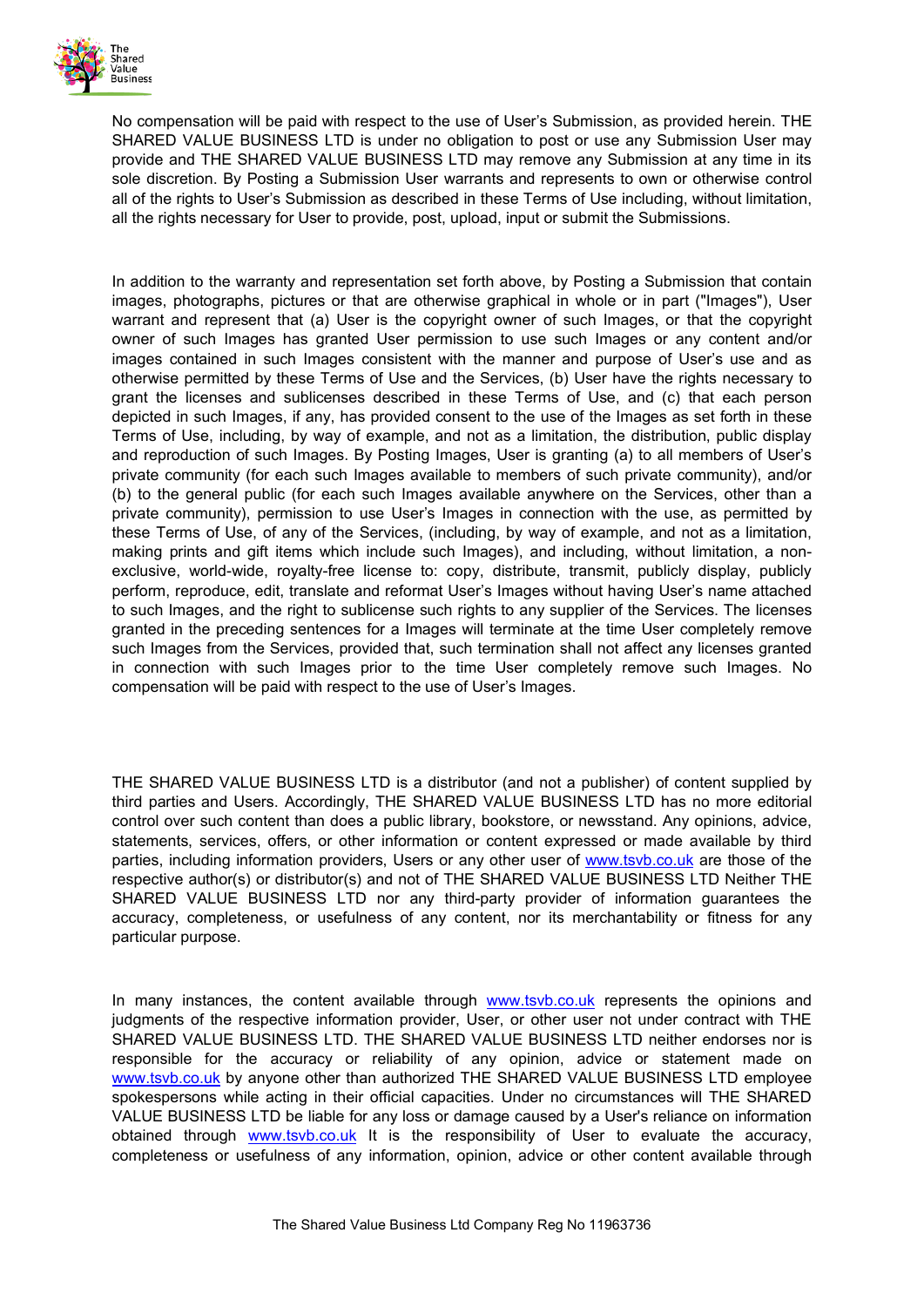No compensation will be paid with respect to the use of User's Submission, as provided herein. THE SHARED VALUE BUSINESS LTD is under no obligation to post or use any Submission User may provide and THE SHARED VALUE BUSINESS LTD may remove any Submission at any time in its sole discretion. By Posting a Submission User warrants and represents to own or otherwise control all of the rights to User's Submission as described in these Terms of Use including, without limitation, all the rights necessary for User to provide, post, upload, input or submit the Submissions.

In addition to the warranty and representation set forth above, by Posting a Submission that contain images, photographs, pictures or that are otherwise graphical in whole or in part ("Images"), User warrant and represent that (a) User is the copyright owner of such Images, or that the copyright owner of such Images has granted User permission to use such Images or any content and/or images contained in such Images consistent with the manner and purpose of User's use and as otherwise permitted by these Terms of Use and the Services, (b) User have the rights necessary to grant the licenses and sublicenses described in these Terms of Use, and (c) that each person depicted in such Images, if any, has provided consent to the use of the Images as set forth in these Terms of Use, including, by way of example, and not as a limitation, the distribution, public display and reproduction of such Images. By Posting Images, User is granting (a) to all members of User's private community (for each such Images available to members of such private community), and/or (b) to the general public (for each such Images available anywhere on the Services, other than a private community), permission to use User's Images in connection with the use, as permitted by these Terms of Use, of any of the Services, (including, by way of example, and not as a limitation, making prints and gift items which include such Images), and including, without limitation, a non-exclusive, world-wide, royalty-free license to: copy, distribute, transmit, publicly display, publicly perform, reproduce, edit, translate and reformat User's Images without having User's name attached to such Images, and the right to sublicense such rights to any supplier of the Services. The licenses granted in the preceding sentences for a Images will terminate at the time User completely remove such Images from the Services, provided that, such termination shall not affect any licenses granted in connection with such Images prior to the time User completely remove such Images. No compensation will be paid with respect to the use of User's Images.

THE SHARED VALUE BUSINESS LTD is a distributor (and not a publisher) of content supplied by third parties and Users. Accordingly, THE SHARED VALUE BUSINESS LTD has no more editorial control over such content than does a public library, bookstore, or newsstand. Any opinions, advice, statements, services, offers, or other information or content expressed or made available by third parties, including information providers, Users or any other user of www.tsvb.co.uk are those of the respective author(s) or distributor(s) and not of THE SHARED VALUE BUSINESS LTD Neither THE SHARED VALUE BUSINESS LTD nor any third-party provider of information guarantees the accuracy, completeness, or usefulness of any content, nor its merchantability or fitness for any particular purpose.

In many instances, the content available through www.tsvb.co.uk represents the opinions and judgments of the respective information provider, User, or other user not under contract with THE SHARED VALUE BUSINESS LTD. THE SHARED VALUE BUSINESS LTD neither endorses nor is responsible for the accuracy or reliability of any opinion, advice or statement made on www.tsvb.co.uk by anyone other than authorized THE SHARED VALUE BUSINESS LTD employee spokespersons while acting in their official capacities. Under no circumstances will THE SHARED VALUE BUSINESS LTD be liable for any loss or damage caused by a User's reliance on information obtained through www.tsvb.co.uk It is the responsibility of User to evaluate the accuracy, completeness or usefulness of any information, opinion, advice or other content available through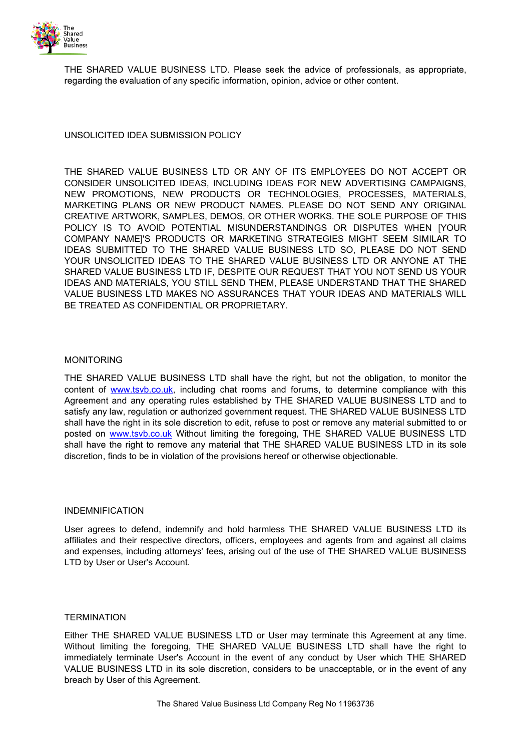THE SHARED VALUE BUSINESS LTD. Please seek the advice of professionals, as appropriate, regarding the evaluation of any specific information, opinion, advice or other content.

## UNSOLICITED IDEA SUBMISSION POLICY

THE SHARED VALUE BUSINESS LTD OR ANY OF ITS EMPLOYEES DO NOT ACCEPT OR CONSIDER UNSOLICITED IDEAS, INCLUDING IDEAS FOR NEW ADVERTISING CAMPAIGNS, NEW PROMOTIONS, NEW PRODUCTS OR TECHNOLOGIES, PROCESSES, MATERIALS, MARKETING PLANS OR NEW PRODUCT NAMES. PLEASE DO NOT SEND ANY ORIGINAL CREATIVE ARTWORK, SAMPLES, DEMOS, OR OTHER WORKS. THE SOLE PURPOSE OF THIS POLICY IS TO AVOID POTENTIAL MISUNDERSTANDINGS OR DISPUTES WHEN [YOUR COMPANY NAME]'S PRODUCTS OR MARKETING STRATEGIES MIGHT SEEM SIMILAR TO IDEAS SUBMITTED TO THE SHARED VALUE BUSINESS LTD SO, PLEASE DO NOT SEND YOUR UNSOLICITED IDEAS TO THE SHARED VALUE BUSINESS LTD OR ANYONE AT THE SHARED VALUE BUSINESS LTD IF, DESPITE OUR REQUEST THAT YOU NOT SEND US YOUR IDEAS AND MATERIALS, YOU STILL SEND THEM, PLEASE UNDERSTAND THAT THE SHARED VALUE BUSINESS LTD MAKES NO ASSURANCES THAT YOUR IDEAS AND MATERIALS WILL BE TREATED AS CONFIDENTIAL OR PROPRIETARY.

## MONITORING

THE SHARED VALUE BUSINESS LTD shall have the right, but not the obligation, to monitor the content of www.tsvb.co.uk, including chat rooms and forums, to determine compliance with this Agreement and any operating rules established by THE SHARED VALUE BUSINESS LTD and to satisfy any law, regulation or authorized government request. THE SHARED VALUE BUSINESS LTD shall have the right in its sole discretion to edit, refuse to post or remove any material submitted to or posted on www.tsvb.co.uk Without limiting the foregoing, THE SHARED VALUE BUSINESS LTD shall have the right to remove any material that THE SHARED VALUE BUSINESS LTD in its sole discretion, finds to be in violation of the provisions hereof or otherwise objectionable.

## INDEMNIFICATION

User agrees to defend, indemnify and hold harmless THE SHARED VALUE BUSINESS LTD its affiliates and their respective directors, officers, employees and agents from and against all claims and expenses, including attorneys' fees, arising out of the use of THE SHARED VALUE BUSINESS LTD by User or User's Account.

## TERMINATION

Either THE SHARED VALUE BUSINESS LTD or User may terminate this Agreement at any time. Without limiting the foregoing, THE SHARED VALUE BUSINESS LTD shall have the right to immediately terminate User's Account in the event of any conduct by User which THE SHARED VALUE BUSINESS LTD in its sole discretion, considers to be unacceptable, or in the event of any breach by User of this Agreement.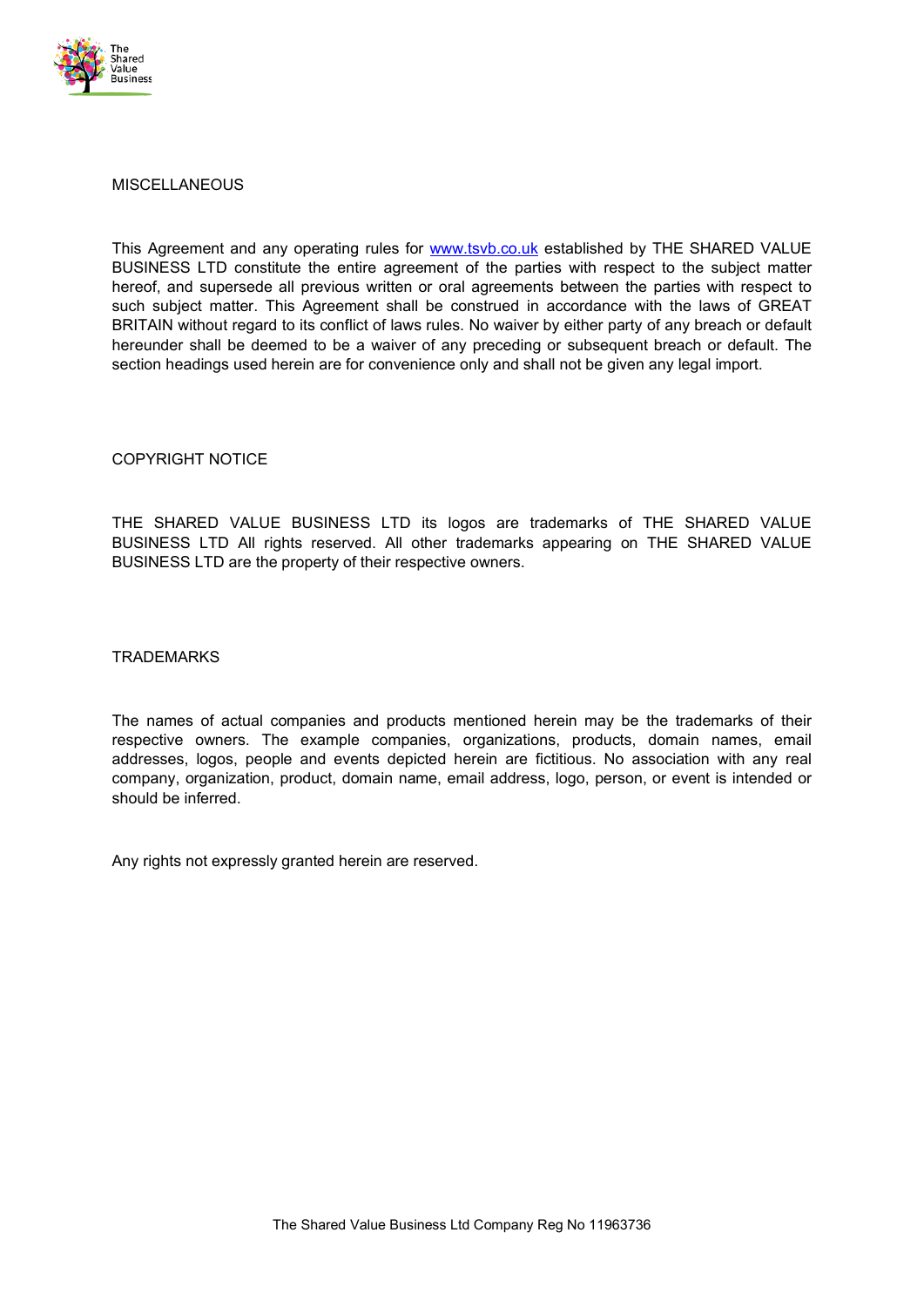## MISCELLANEOUS

This Agreement and any operating rules for www.tsvb.co.uk established by THE SHARED VALUE BUSINESS LTD constitute the entire agreement of the parties with respect to the subject matter hereof, and supersede all previous written or oral agreements between the parties with respect to such subject matter. This Agreement shall be construed in accordance with the laws of GREAT BRITAIN without regard to its conflict of laws rules. No waiver by either party of any breach or default hereunder shall be deemed to be a waiver of any preceding or subsequent breach or default. The section headings used herein are for convenience only and shall not be given any legal import.

## COPYRIGHT NOTICE

THE SHARED VALUE BUSINESS LTD its logos are trademarks of THE SHARED VALUE BUSINESS LTD All rights reserved. All other trademarks appearing on THE SHARED VALUE BUSINESS LTD are the property of their respective owners.

## TRADEMARKS

The names of actual companies and products mentioned herein may be the trademarks of their respective owners. The example companies, organizations, products, domain names, email addresses, logos, people and events depicted herein are fictitious. No association with any real company, organization, product, domain name, email address, logo, person, or event is intended or should be inferred.

Any rights not expressly granted herein are reserved.